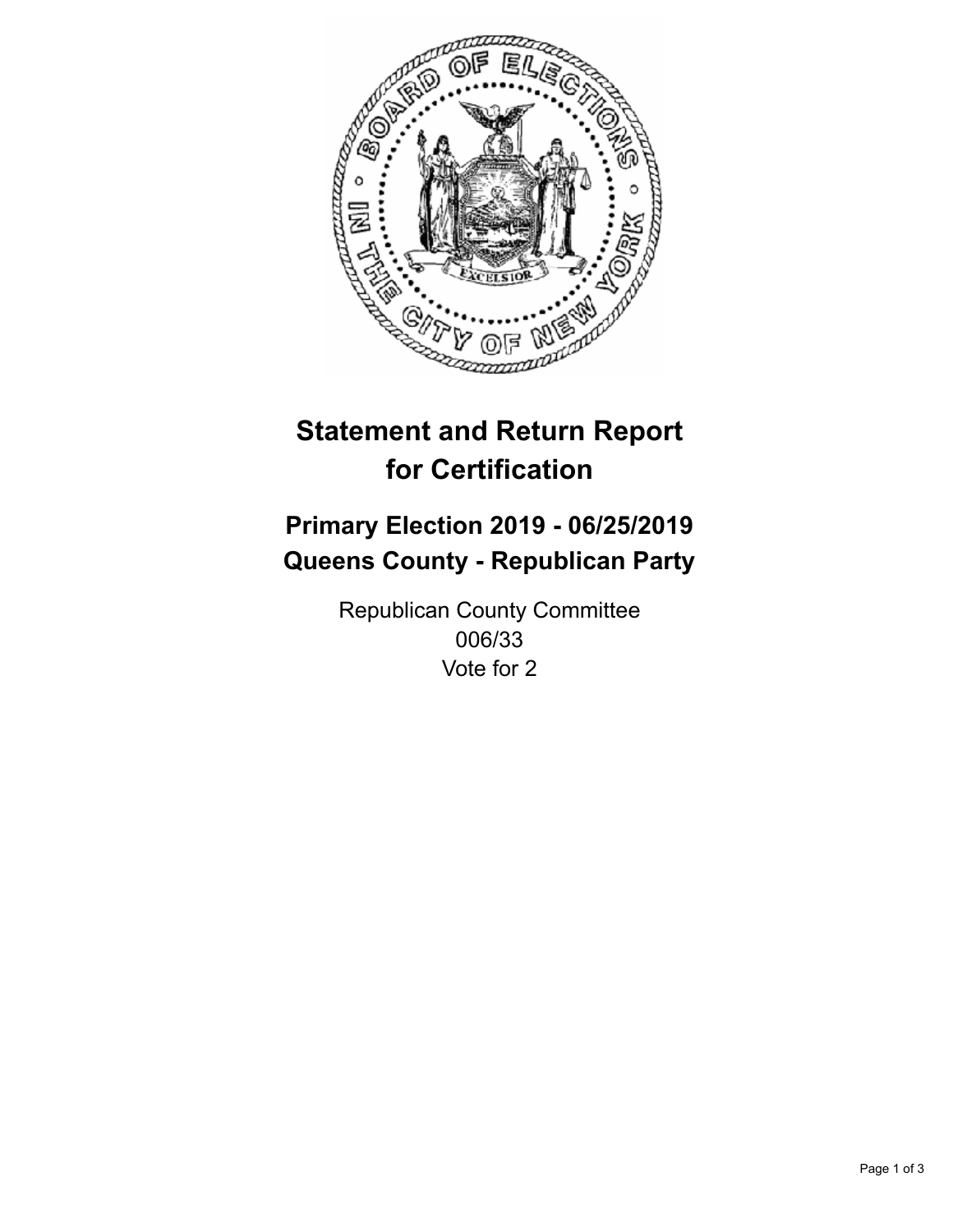# Statement and Return Report for Certification

## Primary Election 2019 - 06/25/2019
## Queens County - Republican Party

Republican County Committee
006/33
Vote for 2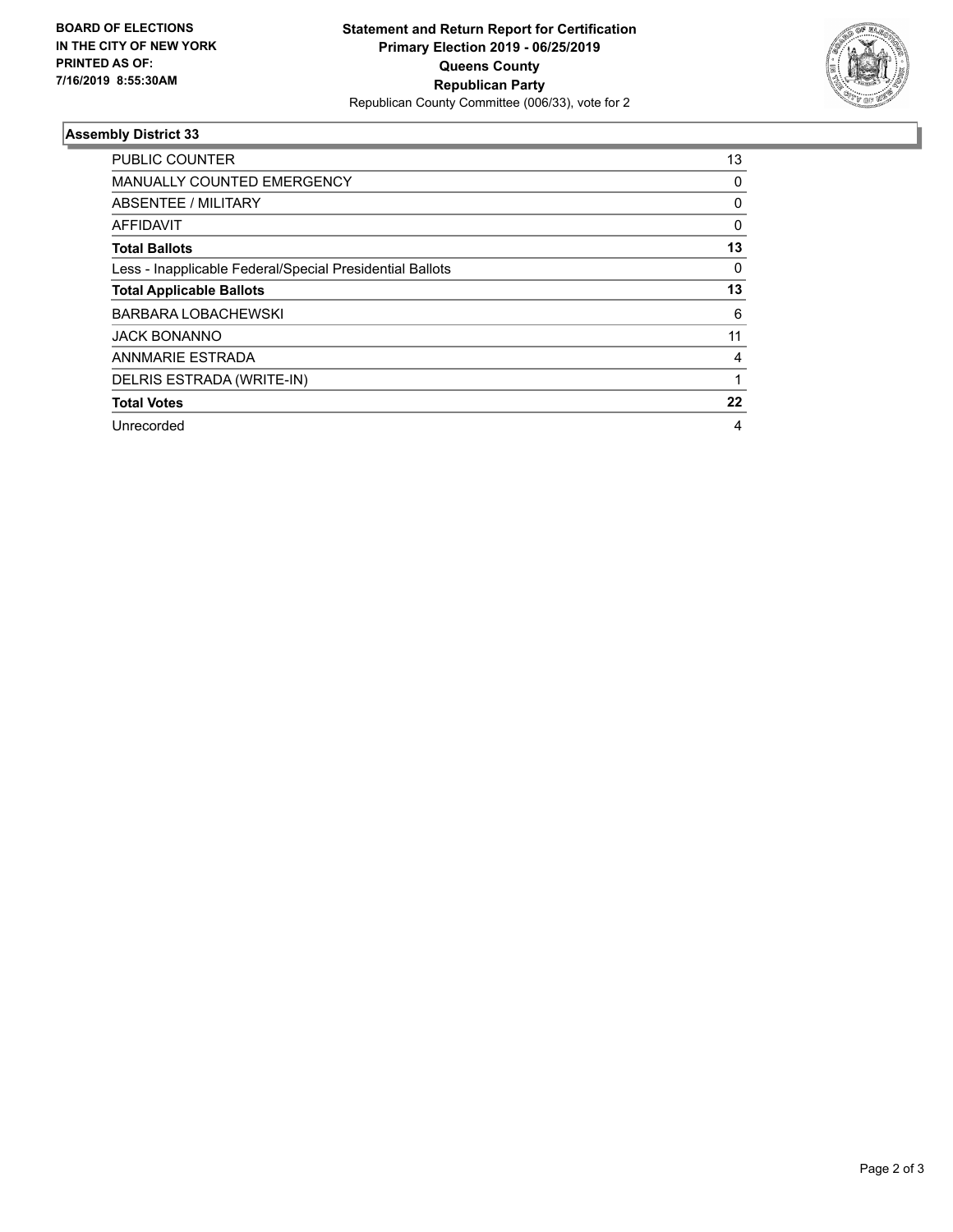**BOARD OF ELECTIONS IN THE CITY OF NEW YORK PRINTED AS OF: 7/16/2019 8:55:30AM**

**Statement and Return Report for Certification Primary Election 2019 - 06/25/2019 Queens County Republican Party**

Republican County Committee (006/33), vote for 2

### Assembly District 33

| | |
|---|---|
| PUBLIC COUNTER | 13 |
| MANUALLY COUNTED EMERGENCY | 0 |
| ABSENTEE / MILITARY | 0 |
| AFFIDAVIT | 0 |
| **Total Ballots** | **13** |
| Less - Inapplicable Federal/Special Presidential Ballots | 0 |
| **Total Applicable Ballots** | **13** |
| BARBARA LOBACHEWSKI | 6 |
| JACK BONANNO | 11 |
| ANNMARIE ESTRADA | 4 |
| DELRIS ESTRADA (WRITE-IN) | 1 |
| **Total Votes** | **22** |
| Unrecorded | 4 |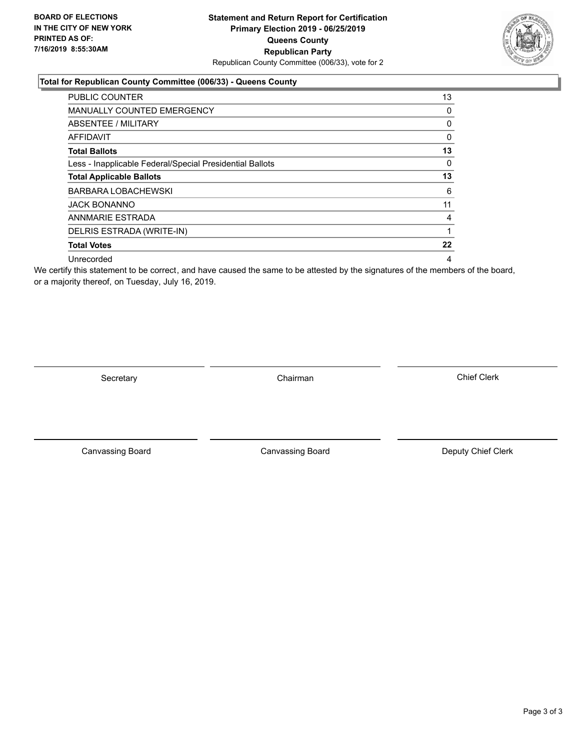**BOARD OF ELECTIONS IN THE CITY OF NEW YORK PRINTED AS OF: 7/16/2019 8:55:30AM**

**Statement and Return Report for Certification**
**Primary Election 2019 - 06/25/2019**
**Queens County**
**Republican Party**
Republican County Committee (006/33), vote for 2

### Total for Republican County Committee (006/33) - Queens County

| | |
|---|---|
| PUBLIC COUNTER | 13 |
| MANUALLY COUNTED EMERGENCY | 0 |
| ABSENTEE / MILITARY | 0 |
| AFFIDAVIT | 0 |
| **Total Ballots** | **13** |
| Less - Inapplicable Federal/Special Presidential Ballots | 0 |
| **Total Applicable Ballots** | **13** |
| BARBARA LOBACHEWSKI | 6 |
| JACK BONANNO | 11 |
| ANNMARIE ESTRADA | 4 |
| DELRIS ESTRADA (WRITE-IN) | 1 |
| **Total Votes** | **22** |
| Unrecorded | 4 |

We certify this statement to be correct, and have caused the same to be attested by the signatures of the members of the board, or a majority thereof, on Tuesday, July 16, 2019.

Secretary

Chairman

Chief Clerk

Canvassing Board

Canvassing Board

Deputy Chief Clerk